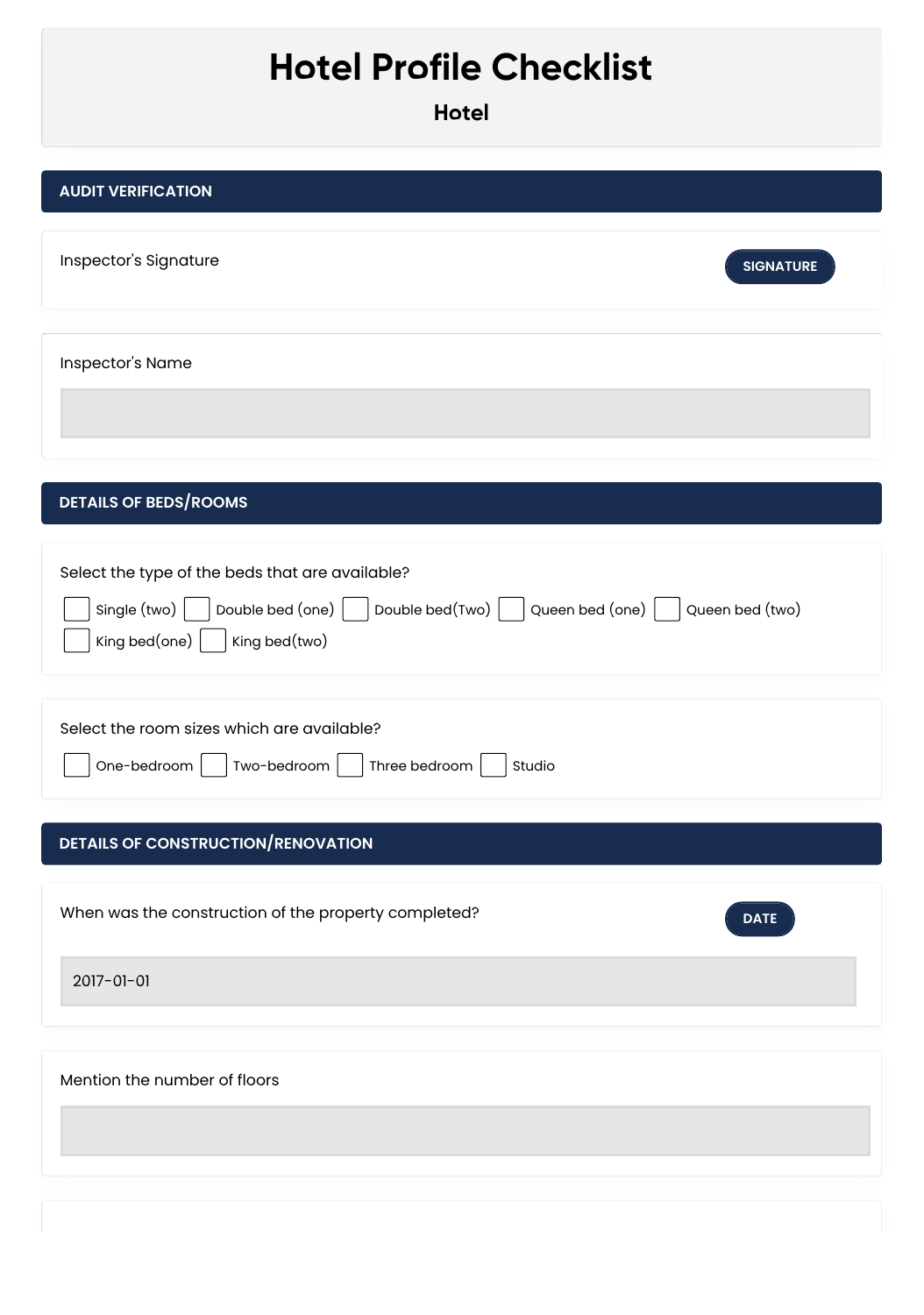# Hotel Profile Checklist

## Hotel

## AUDIT VERIFICATION

Inspector's Signature

SIGNATURE

Inspector's Name

## DETAILS OF BEDS/ROOMS

Select the type of the beds that are available?

- [ ] Single (two)
- [ ] Double bed (one)
- [ ] Double bed(Two)
- [ ] Queen bed (one)
- [ ] Queen bed (two)
- [ ] King bed(one)
- [ ] King bed(two)

Select the room sizes which are available?

- [ ] One-bedroom
- [ ] Two-bedroom
- [ ] Three bedroom
- [ ] Studio

## DETAILS OF CONSTRUCTION/RENOVATION

When was the construction of the property completed?

DATE

2017-01-01

Mention the number of floors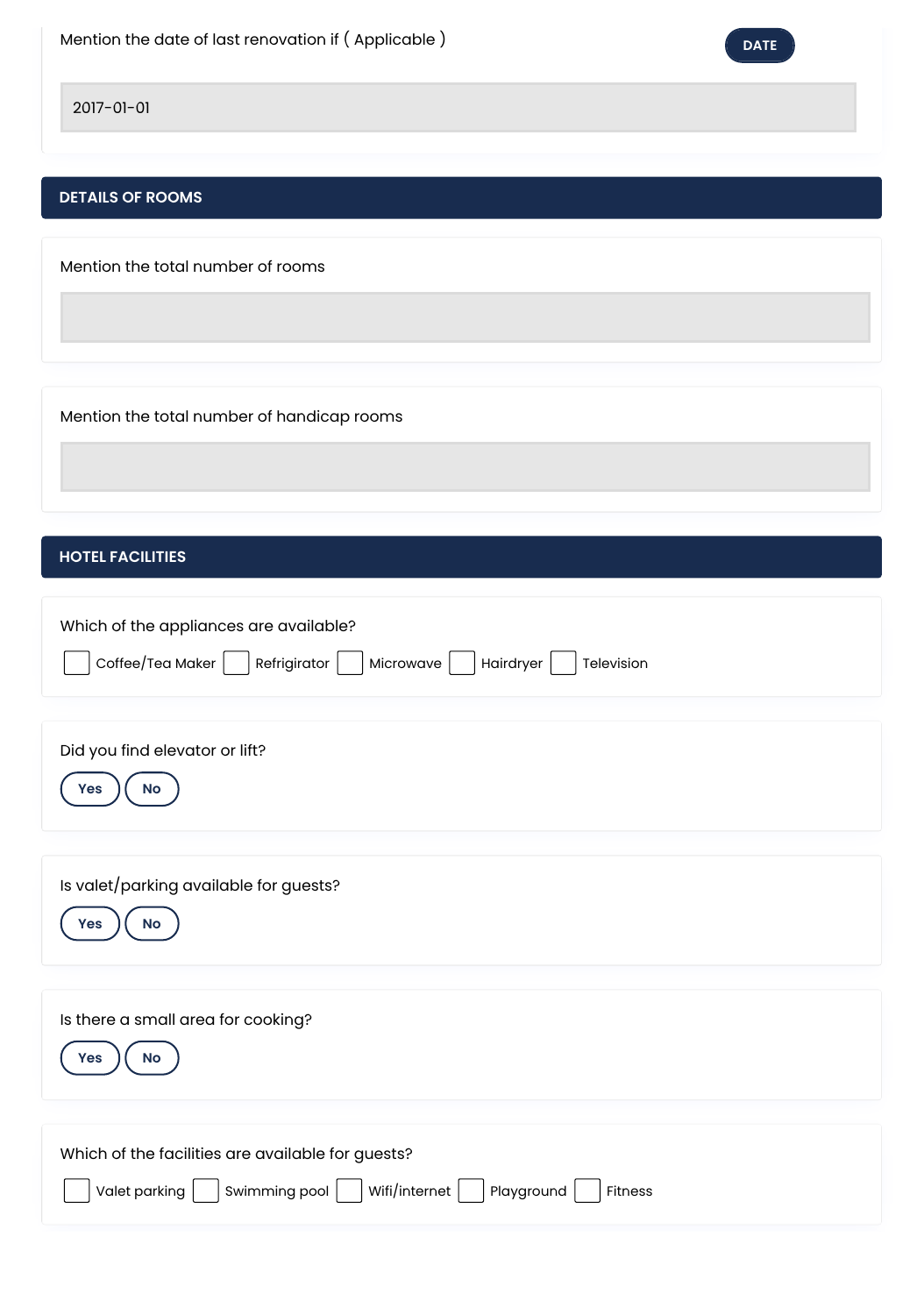Mention the date of last renovation if ( Applicable ) **DATE**

2017-01-01

## DETAILS OF ROOMS

Mention the total number of rooms

Mention the total number of handicap rooms

## HOTEL FACILITIES

Which of the appliances are available?

- [ ] Coffee/Tea Maker
- [ ] Refrigirator
- [ ] Microwave
- [ ] Hairdryer
- [ ] Television

Did you find elevator or lift?

**Yes** **No**

Is valet/parking available for guests?

**Yes** **No**

Is there a small area for cooking?

**Yes** **No**

Which of the facilities are available for guests?

- [ ] Valet parking
- [ ] Swimming pool
- [ ] Wifi/internet
- [ ] Playground
- [ ] Fitness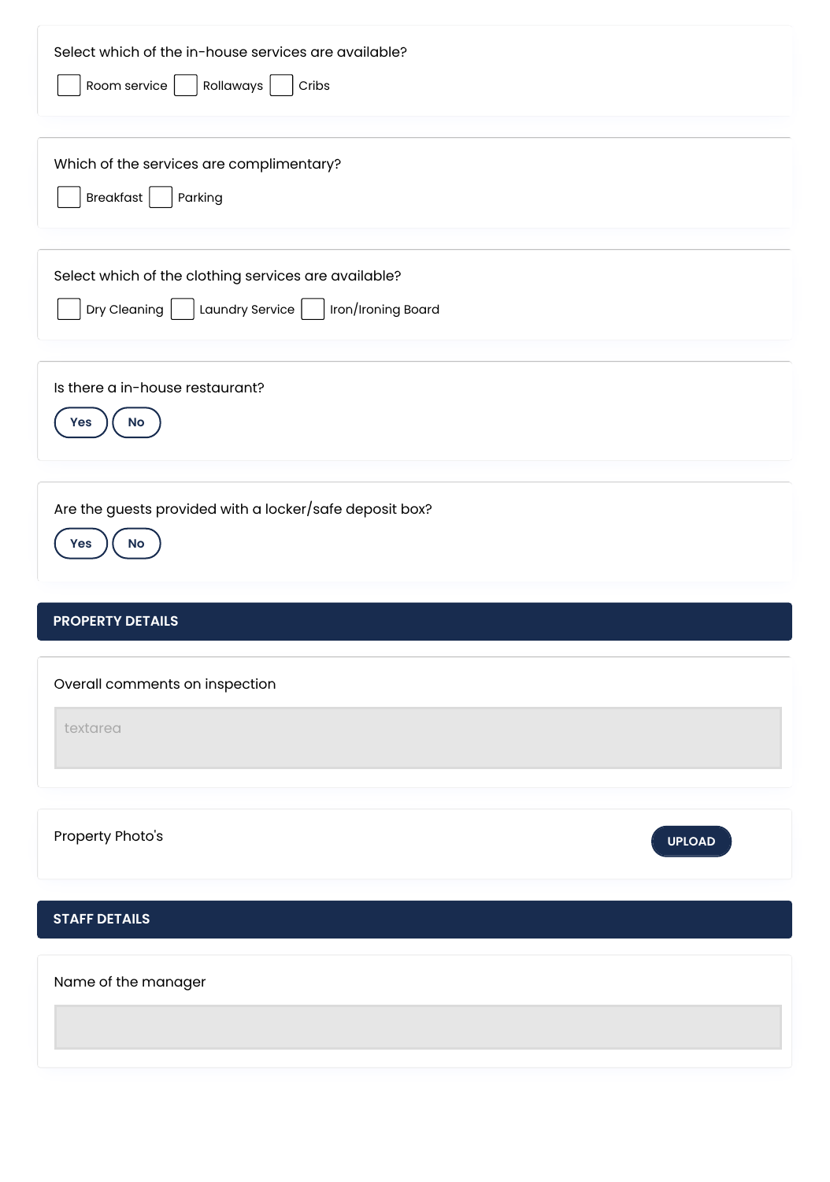Select which of the in-house services are available?

- [ ] Room service
- [ ] Rollaways
- [ ] Cribs

Which of the services are complimentary?

- [ ] Breakfast
- [ ] Parking

Select which of the clothing services are available?

- [ ] Dry Cleaning
- [ ] Laundry Service
- [ ] Iron/Ironing Board

Is there a in-house restaurant?

Yes No

Are the guests provided with a locker/safe deposit box?

Yes No

## PROPERTY DETAILS

Overall comments on inspection

textarea

Property Photo's

UPLOAD

## STAFF DETAILS

Name of the manager